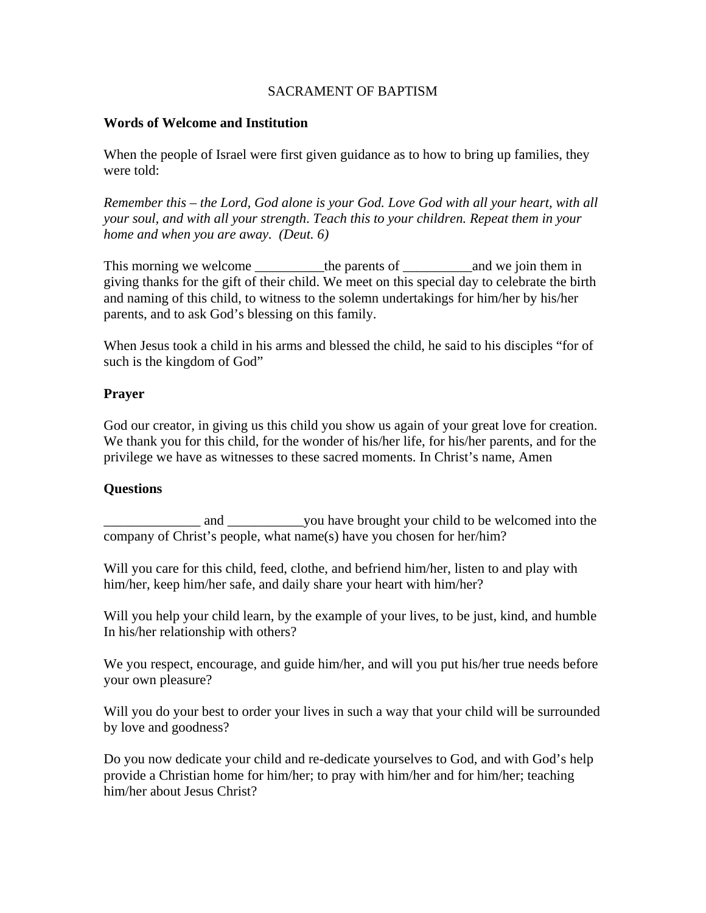SACRAMENT OF BAPTISM

**Words of Welcome and Institution**

When the people of Israel were first given guidance as to how to bring up families, they were told:

*Remember this – the Lord, God alone is your God. Love God with all your heart, with all your soul, and with all your strength. Teach this to your children. Repeat them in your home and when you are away. (Deut. 6)*

This morning we welcome __________the parents of __________and we join them in giving thanks for the gift of their child. We meet on this special day to celebrate the birth and naming of this child, to witness to the solemn undertakings for him/her by his/her parents, and to ask God's blessing on this family.

When Jesus took a child in his arms and blessed the child, he said to his disciples "for of such is the kingdom of God"

**Prayer**

God our creator, in giving us this child you show us again of your great love for creation. We thank you for this child, for the wonder of his/her life, for his/her parents, and for the privilege we have as witnesses to these sacred moments. In Christ's name, Amen

**Questions**

______________ and ___________you have brought your child to be welcomed into the company of Christ's people, what name(s) have you chosen for her/him?

Will you care for this child, feed, clothe, and befriend him/her, listen to and play with him/her, keep him/her safe, and daily share your heart with him/her?

Will you help your child learn, by the example of your lives, to be just, kind, and humble In his/her relationship with others?

We you respect, encourage, and guide him/her, and will you put his/her true needs before your own pleasure?

Will you do your best to order your lives in such a way that your child will be surrounded by love and goodness?

Do you now dedicate your child and re-dedicate yourselves to God, and with God's help provide a Christian home for him/her; to pray with him/her and for him/her; teaching him/her about Jesus Christ?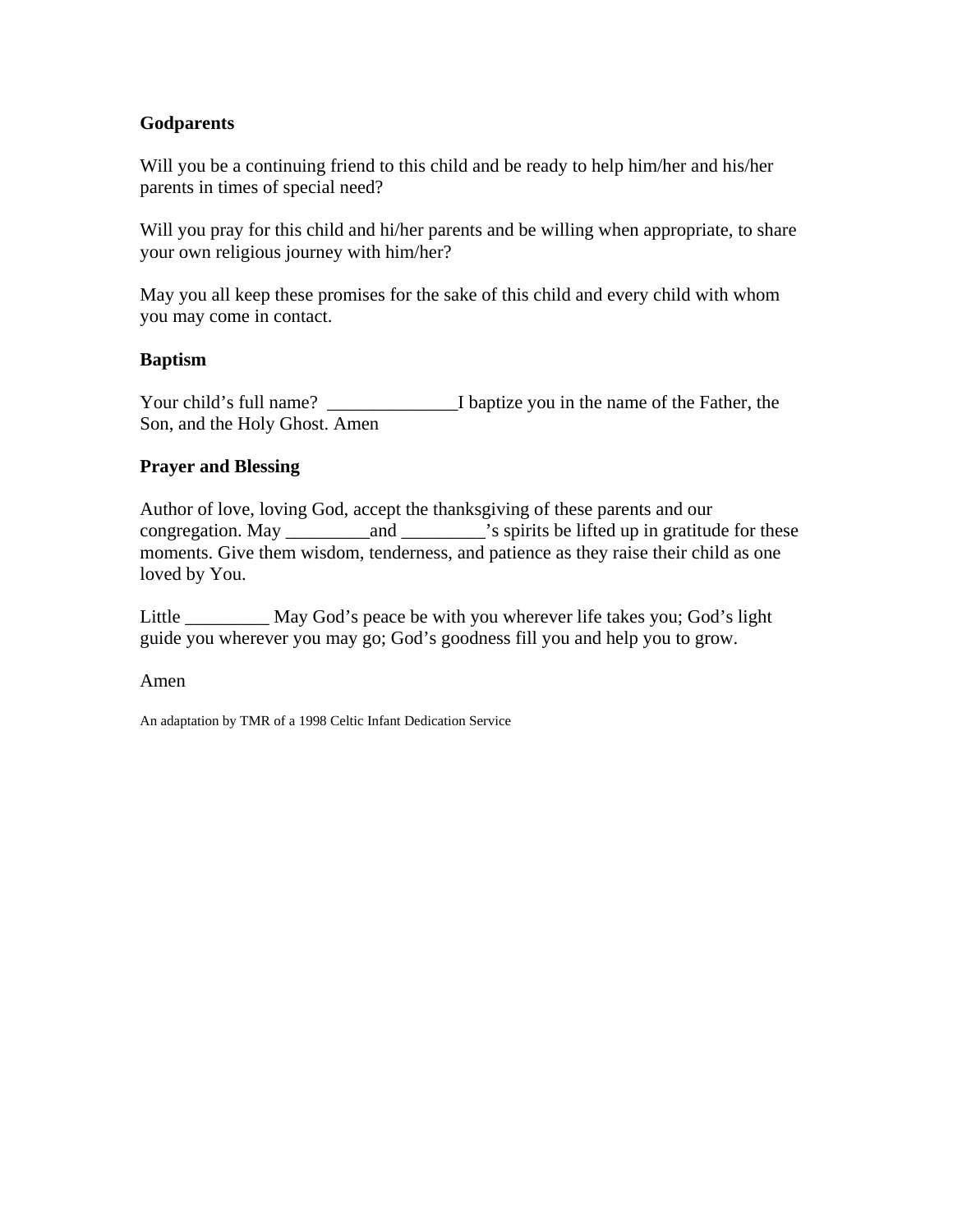**Godparents**

Will you be a continuing friend to this child and be ready to help him/her and his/her parents in times of special need?

Will you pray for this child and hi/her parents and be willing when appropriate, to share your own religious journey with him/her?

May you all keep these promises for the sake of this child and every child with whom you may come in contact.

**Baptism**

Your child's full name? ______________I baptize you in the name of the Father, the Son, and the Holy Ghost. Amen

**Prayer and Blessing**

Author of love, loving God, accept the thanksgiving of these parents and our congregation. May _________and _________'s spirits be lifted up in gratitude for these moments. Give them wisdom, tenderness, and patience as they raise their child as one loved by You.

Little _________ May God's peace be with you wherever life takes you; God's light guide you wherever you may go; God's goodness fill you and help you to grow.

Amen

An adaptation by TMR of a 1998 Celtic Infant Dedication Service